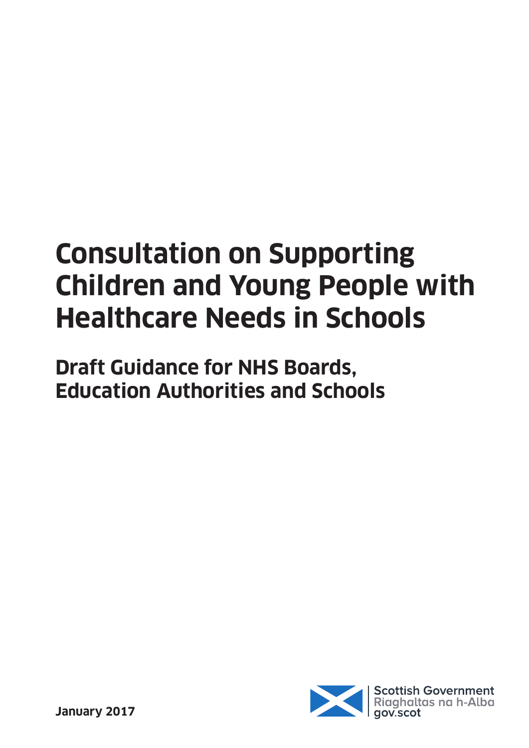# Consultation on Supporting Children and Young People with Healthcare Needs in Schools

## Draft Guidance for NHS Boards, Education Authorities and Schools

**January 2017**

Scottish Government
Riaghaltas na h-Alba
gov.scot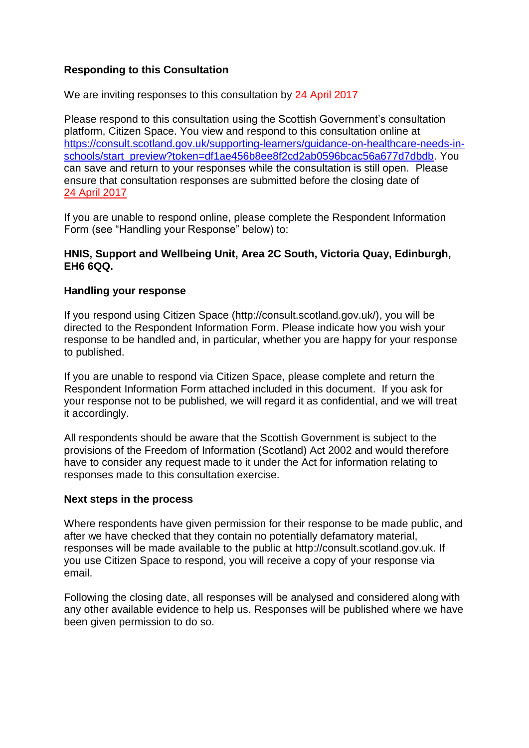**Responding to this Consultation**

We are inviting responses to this consultation by 24 April 2017

Please respond to this consultation using the Scottish Government's consultation platform, Citizen Space. You view and respond to this consultation online at https://consult.scotland.gov.uk/supporting-learners/guidance-on-healthcare-needs-in-schools/start_preview?token=df1ae456b8ee8f2cd2ab0596bcac56a677d7dbdb. You can save and return to your responses while the consultation is still open. Please ensure that consultation responses are submitted before the closing date of 24 April 2017

If you are unable to respond online, please complete the Respondent Information Form (see "Handling your Response" below) to:

**HNIS, Support and Wellbeing Unit, Area 2C South, Victoria Quay, Edinburgh, EH6 6QQ.**

**Handling your response**

If you respond using Citizen Space (http://consult.scotland.gov.uk/), you will be directed to the Respondent Information Form. Please indicate how you wish your response to be handled and, in particular, whether you are happy for your response to published.

If you are unable to respond via Citizen Space, please complete and return the Respondent Information Form attached included in this document. If you ask for your response not to be published, we will regard it as confidential, and we will treat it accordingly.

All respondents should be aware that the Scottish Government is subject to the provisions of the Freedom of Information (Scotland) Act 2002 and would therefore have to consider any request made to it under the Act for information relating to responses made to this consultation exercise.

**Next steps in the process**

Where respondents have given permission for their response to be made public, and after we have checked that they contain no potentially defamatory material, responses will be made available to the public at http://consult.scotland.gov.uk. If you use Citizen Space to respond, you will receive a copy of your response via email.

Following the closing date, all responses will be analysed and considered along with any other available evidence to help us. Responses will be published where we have been given permission to do so.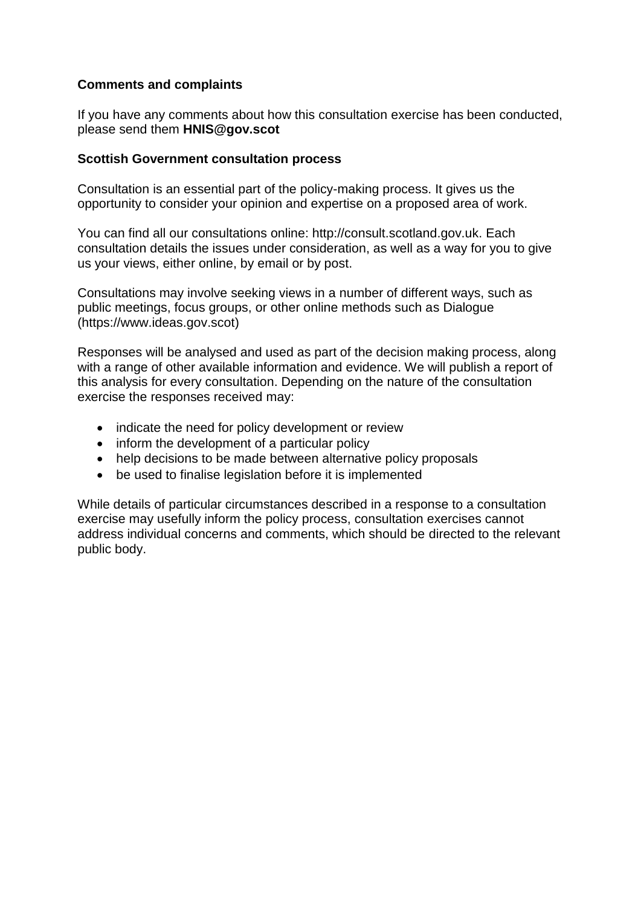**Comments and complaints**

If you have any comments about how this consultation exercise has been conducted, please send them **HNIS@gov.scot**

**Scottish Government consultation process**

Consultation is an essential part of the policy-making process. It gives us the opportunity to consider your opinion and expertise on a proposed area of work.

You can find all our consultations online: http://consult.scotland.gov.uk. Each consultation details the issues under consideration, as well as a way for you to give us your views, either online, by email or by post.

Consultations may involve seeking views in a number of different ways, such as public meetings, focus groups, or other online methods such as Dialogue (https://www.ideas.gov.scot)

Responses will be analysed and used as part of the decision making process, along with a range of other available information and evidence. We will publish a report of this analysis for every consultation. Depending on the nature of the consultation exercise the responses received may:

- indicate the need for policy development or review
- inform the development of a particular policy
- help decisions to be made between alternative policy proposals
- be used to finalise legislation before it is implemented

While details of particular circumstances described in a response to a consultation exercise may usefully inform the policy process, consultation exercises cannot address individual concerns and comments, which should be directed to the relevant public body.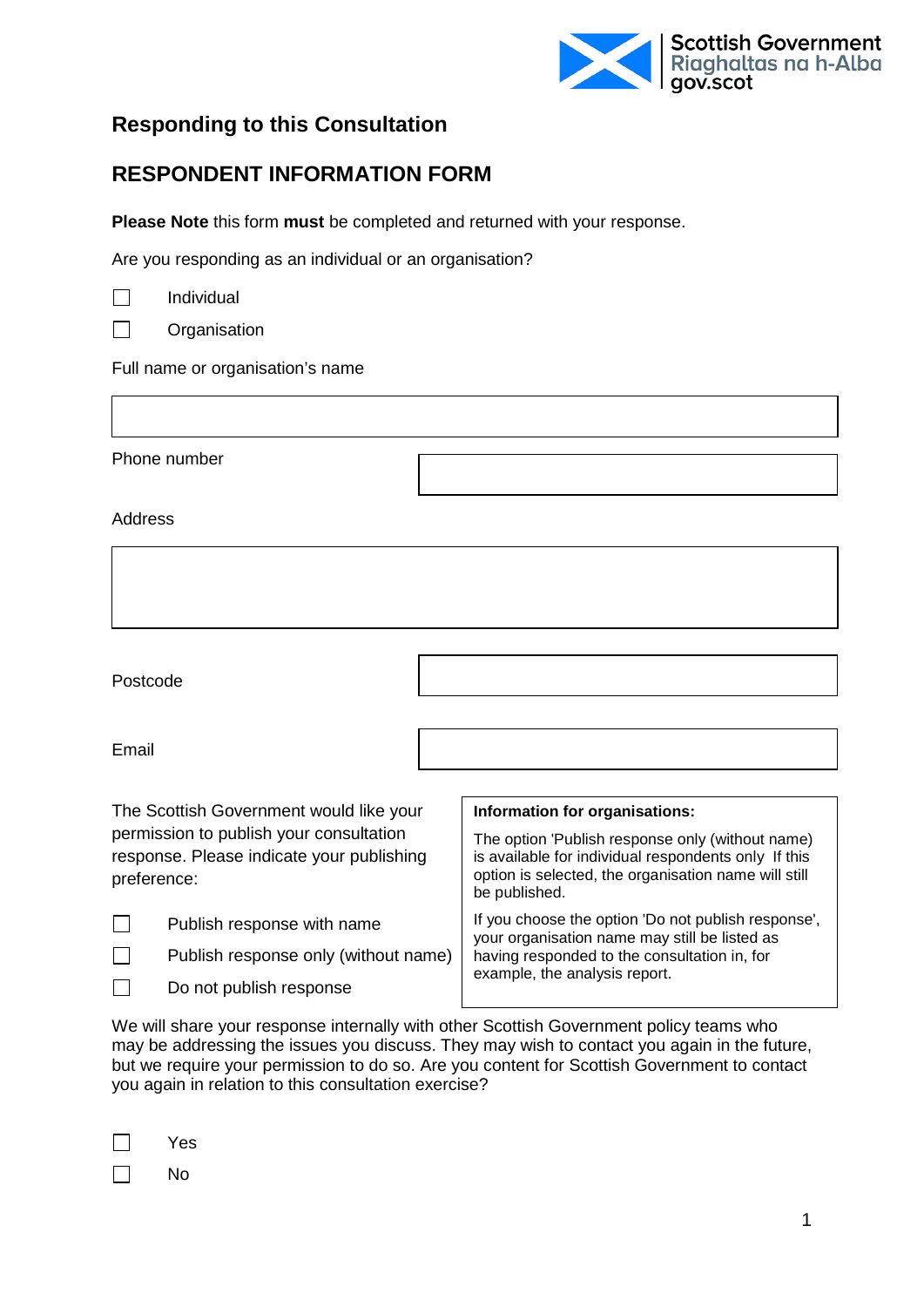## Responding to this Consultation

## RESPONDENT INFORMATION FORM

**Please Note** this form **must** be completed and returned with your response.

Are you responding as an individual or an organisation?

☐ Individual

☐ Organisation

Full name or organisation's name

|   |
|---|
|   |

Phone number

Address

|   |
|---|
|   |

Postcode

Email

The Scottish Government would like your permission to publish your consultation response. Please indicate your publishing preference:

☐ Publish response with name

☐ Publish response only (without name)

☐ Do not publish response

**Information for organisations:**

The option 'Publish response only (without name) is available for individual respondents only If this option is selected, the organisation name will still be published.

If you choose the option 'Do not publish response', your organisation name may still be listed as having responded to the consultation in, for example, the analysis report.

We will share your response internally with other Scottish Government policy teams who may be addressing the issues you discuss. They may wish to contact you again in the future, but we require your permission to do so. Are you content for Scottish Government to contact you again in relation to this consultation exercise?

☐ Yes

☐ No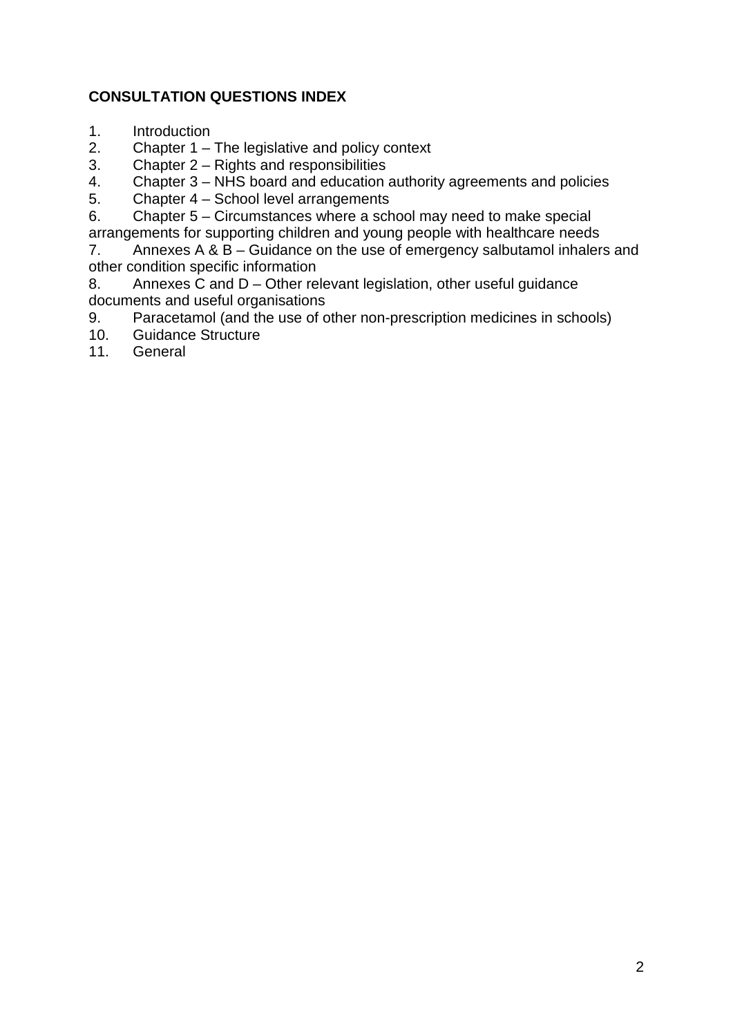**CONSULTATION QUESTIONS INDEX**

1. Introduction
2. Chapter 1 – The legislative and policy context
3. Chapter 2 – Rights and responsibilities
4. Chapter 3 – NHS board and education authority agreements and policies
5. Chapter 4 – School level arrangements
6. Chapter 5 – Circumstances where a school may need to make special arrangements for supporting children and young people with healthcare needs
7. Annexes A & B – Guidance on the use of emergency salbutamol inhalers and other condition specific information
8. Annexes C and D – Other relevant legislation, other useful guidance documents and useful organisations
9. Paracetamol (and the use of other non-prescription medicines in schools)
10. Guidance Structure
11. General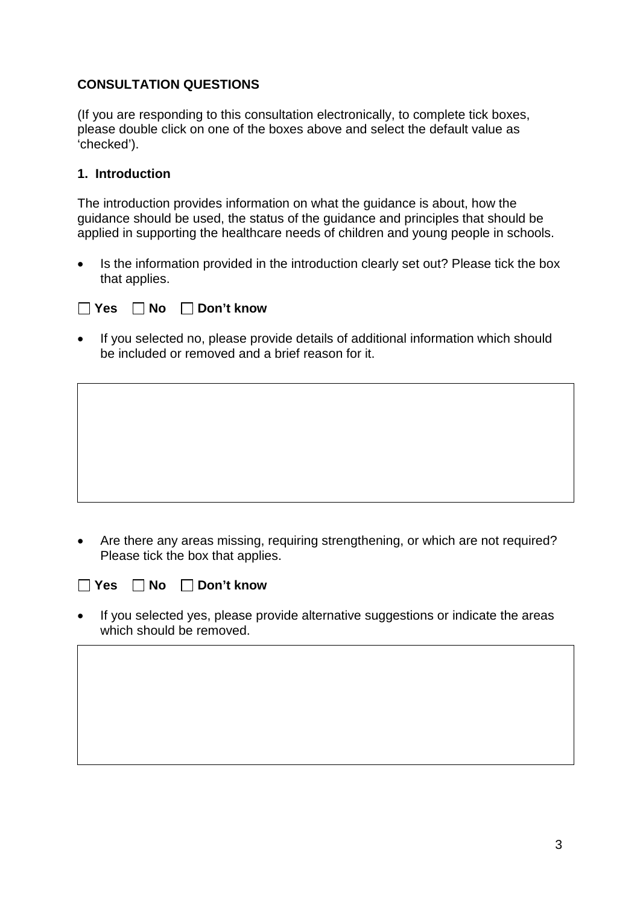**CONSULTATION QUESTIONS**

(If you are responding to this consultation electronically, to complete tick boxes, please double click on one of the boxes above and select the default value as 'checked').

**1. Introduction**

The introduction provides information on what the guidance is about, how the guidance should be used, the status of the guidance and principles that should be applied in supporting the healthcare needs of children and young people in schools.

- Is the information provided in the introduction clearly set out? Please tick the box that applies.

☐ **Yes** ☐ **No** ☐ **Don't know**

- If you selected no, please provide details of additional information which should be included or removed and a brief reason for it.

|   |
|---|
|   |

- Are there any areas missing, requiring strengthening, or which are not required? Please tick the box that applies.

☐ **Yes** ☐ **No** ☐ **Don't know**

- If you selected yes, please provide alternative suggestions or indicate the areas which should be removed.

|   |
|---|
|   |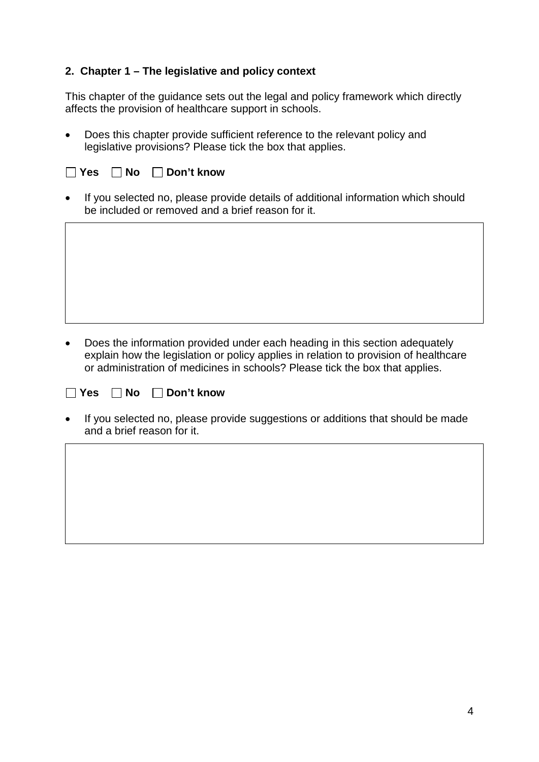## 2. Chapter 1 – The legislative and policy context

This chapter of the guidance sets out the legal and policy framework which directly affects the provision of healthcare support in schools.

- Does this chapter provide sufficient reference to the relevant policy and legislative provisions? Please tick the box that applies.

☐ **Yes** ☐ **No** ☐ **Don't know**

- If you selected no, please provide details of additional information which should be included or removed and a brief reason for it.

| |
|---|
| |

- Does the information provided under each heading in this section adequately explain how the legislation or policy applies in relation to provision of healthcare or administration of medicines in schools? Please tick the box that applies.

☐ **Yes** ☐ **No** ☐ **Don't know**

- If you selected no, please provide suggestions or additions that should be made and a brief reason for it.

| |
|---|
| |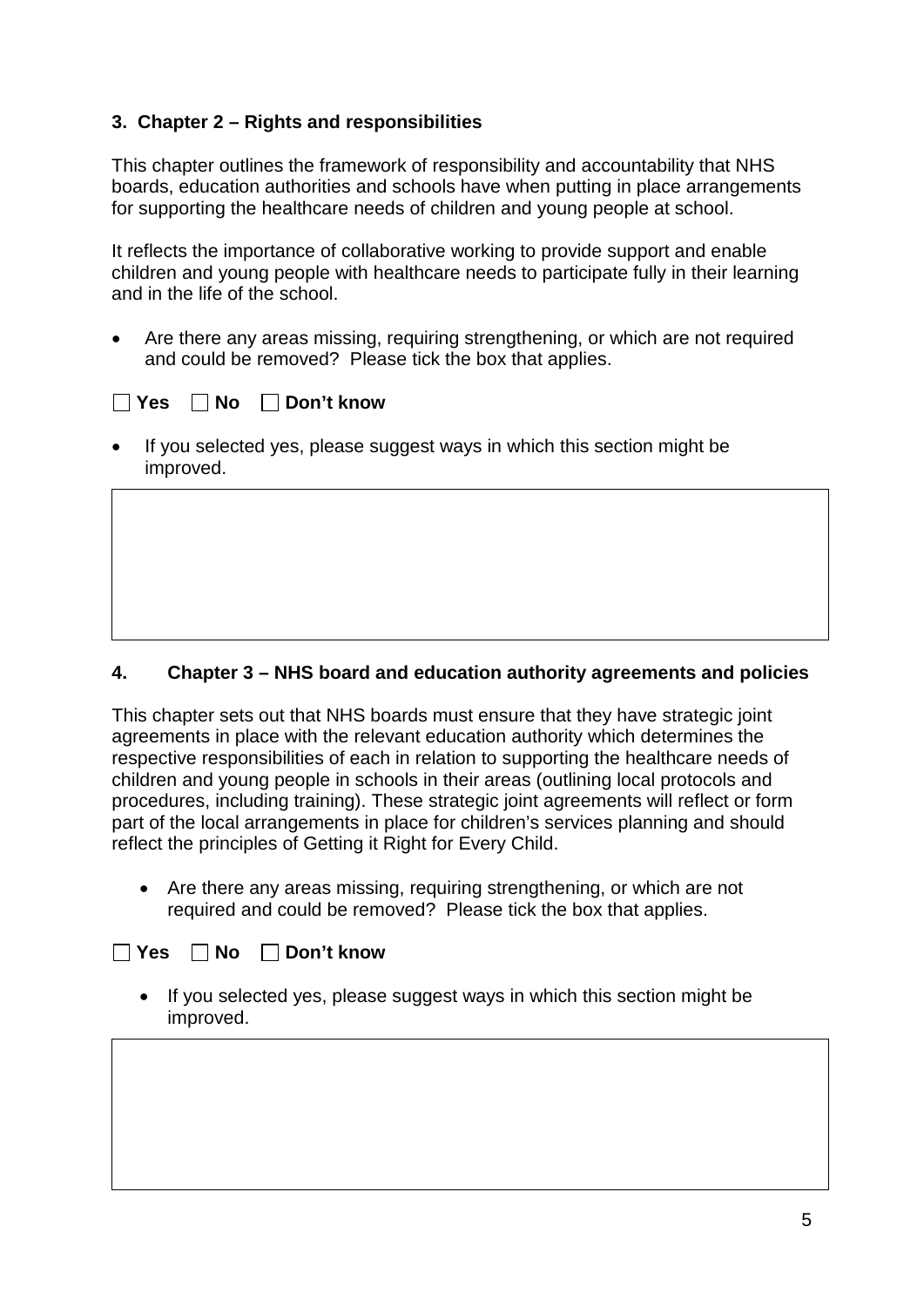### 3. Chapter 2 – Rights and responsibilities

This chapter outlines the framework of responsibility and accountability that NHS boards, education authorities and schools have when putting in place arrangements for supporting the healthcare needs of children and young people at school.

It reflects the importance of collaborative working to provide support and enable children and young people with healthcare needs to participate fully in their learning and in the life of the school.

- Are there any areas missing, requiring strengthening, or which are not required and could be removed? Please tick the box that applies.

☐ **Yes** ☐ **No** ☐ **Don't know**

- If you selected yes, please suggest ways in which this section might be improved.

| |
|---|
| |

### 4. Chapter 3 – NHS board and education authority agreements and policies

This chapter sets out that NHS boards must ensure that they have strategic joint agreements in place with the relevant education authority which determines the respective responsibilities of each in relation to supporting the healthcare needs of children and young people in schools in their areas (outlining local protocols and procedures, including training). These strategic joint agreements will reflect or form part of the local arrangements in place for children's services planning and should reflect the principles of Getting it Right for Every Child.

- Are there any areas missing, requiring strengthening, or which are not required and could be removed? Please tick the box that applies.

☐ **Yes** ☐ **No** ☐ **Don't know**

- If you selected yes, please suggest ways in which this section might be improved.

| |
|---|
| |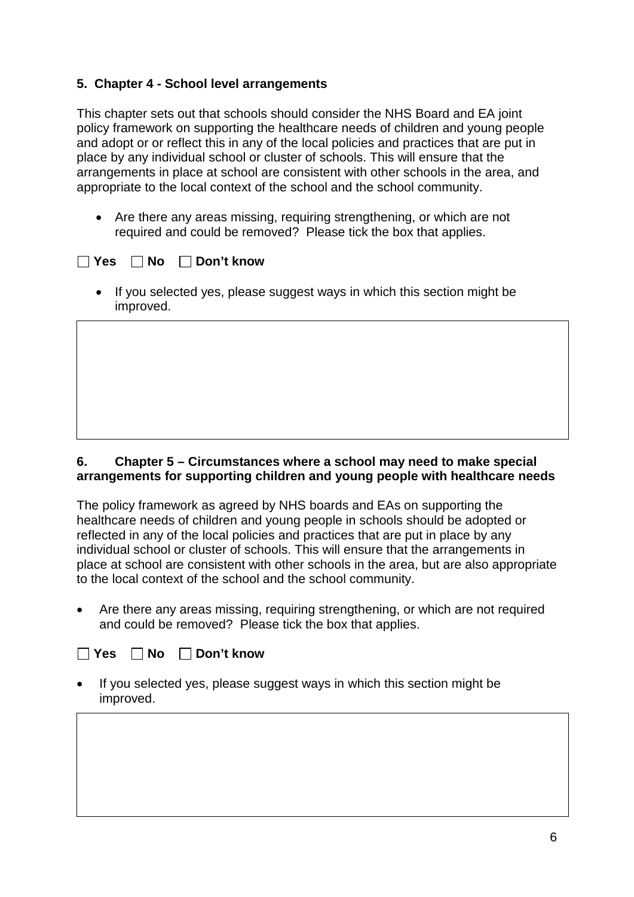## 5. Chapter 4 - School level arrangements

This chapter sets out that schools should consider the NHS Board and EA joint policy framework on supporting the healthcare needs of children and young people and adopt or or reflect this in any of the local policies and practices that are put in place by any individual school or cluster of schools. This will ensure that the arrangements in place at school are consistent with other schools in the area, and appropriate to the local context of the school and the school community.

- Are there any areas missing, requiring strengthening, or which are not required and could be removed? Please tick the box that applies.

☐ **Yes** ☐ **No** ☐ **Don't know**

- If you selected yes, please suggest ways in which this section might be improved.

| |
|---|
| |

## 6. Chapter 5 – Circumstances where a school may need to make special arrangements for supporting children and young people with healthcare needs

The policy framework as agreed by NHS boards and EAs on supporting the healthcare needs of children and young people in schools should be adopted or reflected in any of the local policies and practices that are put in place by any individual school or cluster of schools. This will ensure that the arrangements in place at school are consistent with other schools in the area, but are also appropriate to the local context of the school and the school community.

- Are there any areas missing, requiring strengthening, or which are not required and could be removed? Please tick the box that applies.

☐ **Yes** ☐ **No** ☐ **Don't know**

- If you selected yes, please suggest ways in which this section might be improved.

| |
|---|
| |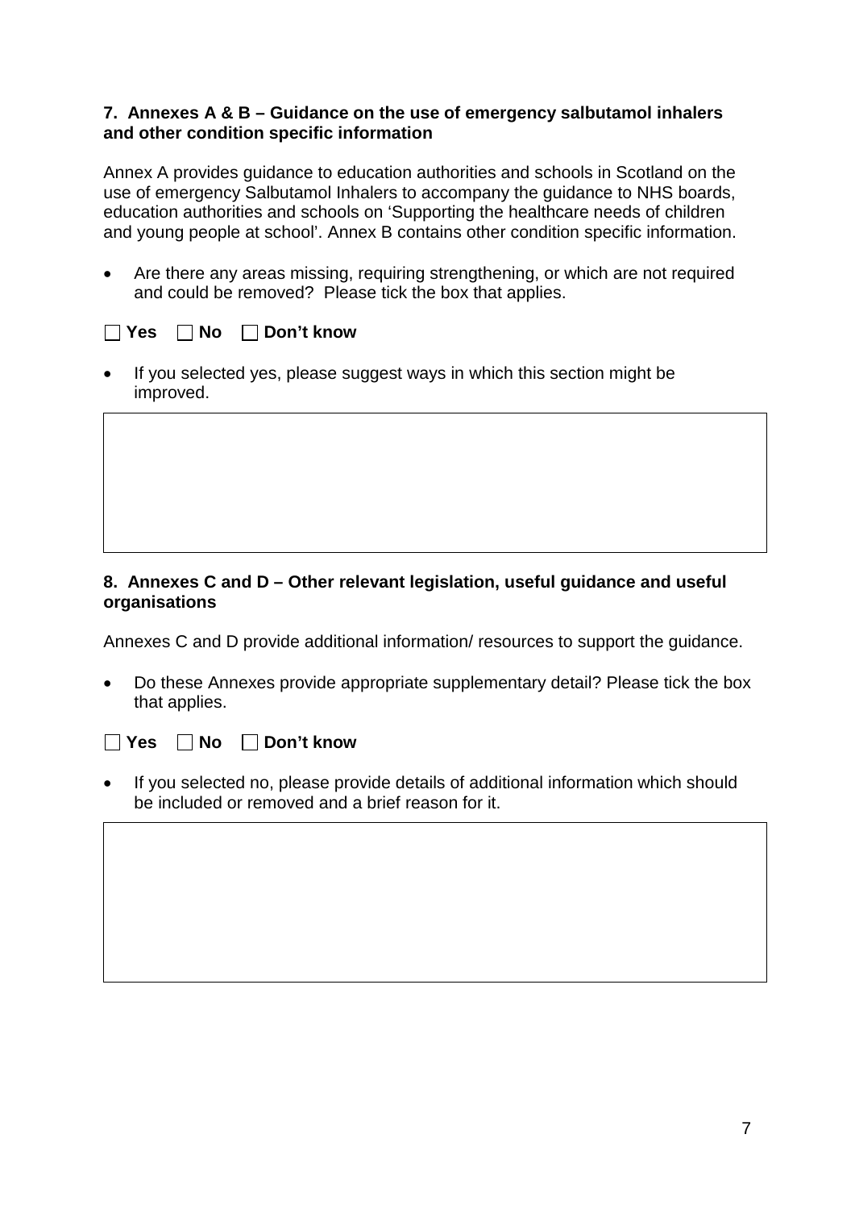### 7. Annexes A & B – Guidance on the use of emergency salbutamol inhalers and other condition specific information

Annex A provides guidance to education authorities and schools in Scotland on the use of emergency Salbutamol Inhalers to accompany the guidance to NHS boards, education authorities and schools on 'Supporting the healthcare needs of children and young people at school'. Annex B contains other condition specific information.

- Are there any areas missing, requiring strengthening, or which are not required and could be removed? Please tick the box that applies.

☐ **Yes** ☐ **No** ☐ **Don't know**

- If you selected yes, please suggest ways in which this section might be improved.

|   |
|---|
|   |

### 8. Annexes C and D – Other relevant legislation, useful guidance and useful organisations

Annexes C and D provide additional information/ resources to support the guidance.

- Do these Annexes provide appropriate supplementary detail? Please tick the box that applies.

☐ **Yes** ☐ **No** ☐ **Don't know**

- If you selected no, please provide details of additional information which should be included or removed and a brief reason for it.

|   |
|---|
|   |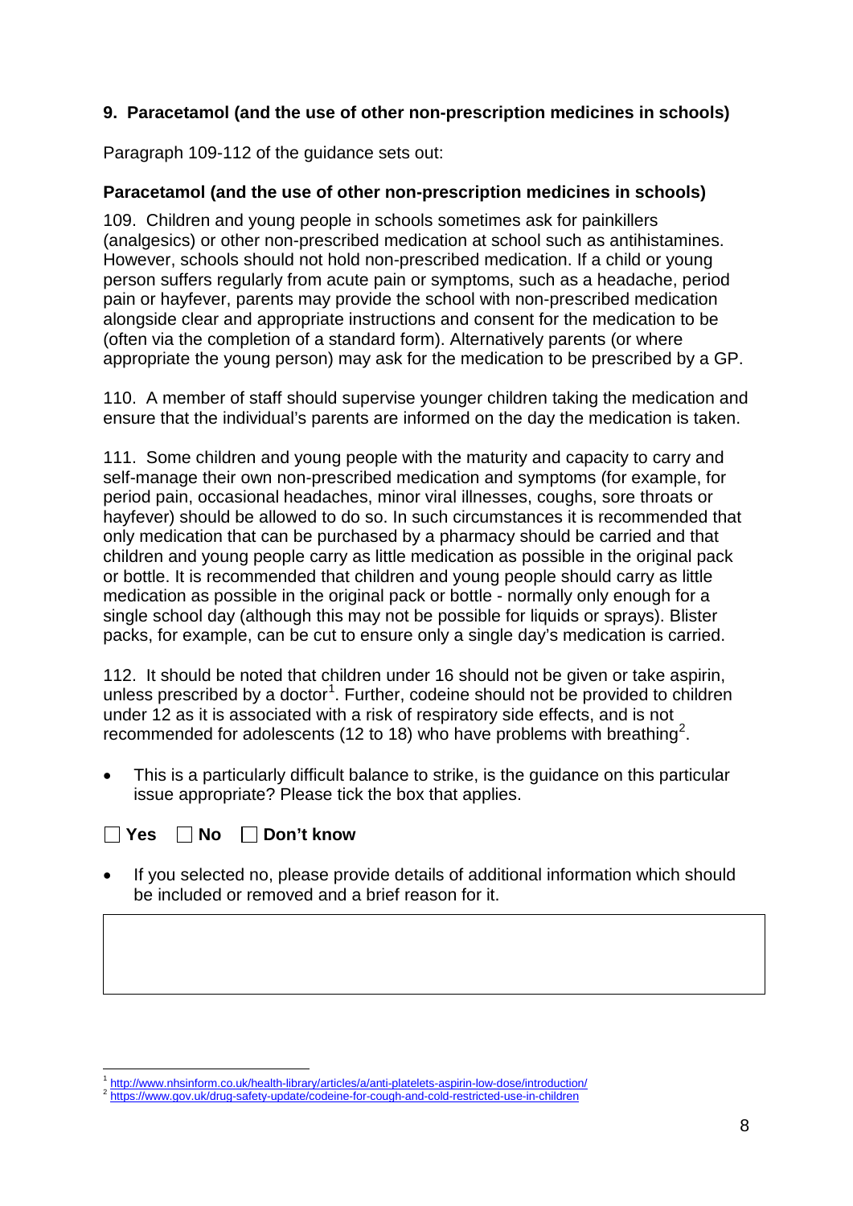## 9. Paracetamol (and the use of other non-prescription medicines in schools)

Paragraph 109-112 of the guidance sets out:

### Paracetamol (and the use of other non-prescription medicines in schools)

109. Children and young people in schools sometimes ask for painkillers (analgesics) or other non-prescribed medication at school such as antihistamines. However, schools should not hold non-prescribed medication. If a child or young person suffers regularly from acute pain or symptoms, such as a headache, period pain or hayfever, parents may provide the school with non-prescribed medication alongside clear and appropriate instructions and consent for the medication to be (often via the completion of a standard form). Alternatively parents (or where appropriate the young person) may ask for the medication to be prescribed by a GP.

110. A member of staff should supervise younger children taking the medication and ensure that the individual's parents are informed on the day the medication is taken.

111. Some children and young people with the maturity and capacity to carry and self-manage their own non-prescribed medication and symptoms (for example, for period pain, occasional headaches, minor viral illnesses, coughs, sore throats or hayfever) should be allowed to do so. In such circumstances it is recommended that only medication that can be purchased by a pharmacy should be carried and that children and young people carry as little medication as possible in the original pack or bottle. It is recommended that children and young people should carry as little medication as possible in the original pack or bottle - normally only enough for a single school day (although this may not be possible for liquids or sprays). Blister packs, for example, can be cut to ensure only a single day's medication is carried.

112. It should be noted that children under 16 should not be given or take aspirin, unless prescribed by a doctor[1]. Further, codeine should not be provided to children under 12 as it is associated with a risk of respiratory side effects, and is not recommended for adolescents (12 to 18) who have problems with breathing[2].

- This is a particularly difficult balance to strike, is the guidance on this particular issue appropriate? Please tick the box that applies.

☐ **Yes** ☐ **No** ☐ **Don't know**

- If you selected no, please provide details of additional information which should be included or removed and a brief reason for it.

| |
|---|
| |

[1] http://www.nhsinform.co.uk/health-library/articles/a/anti-platelets-aspirin-low-dose/introduction/

[2] https://www.gov.uk/drug-safety-update/codeine-for-cough-and-cold-restricted-use-in-children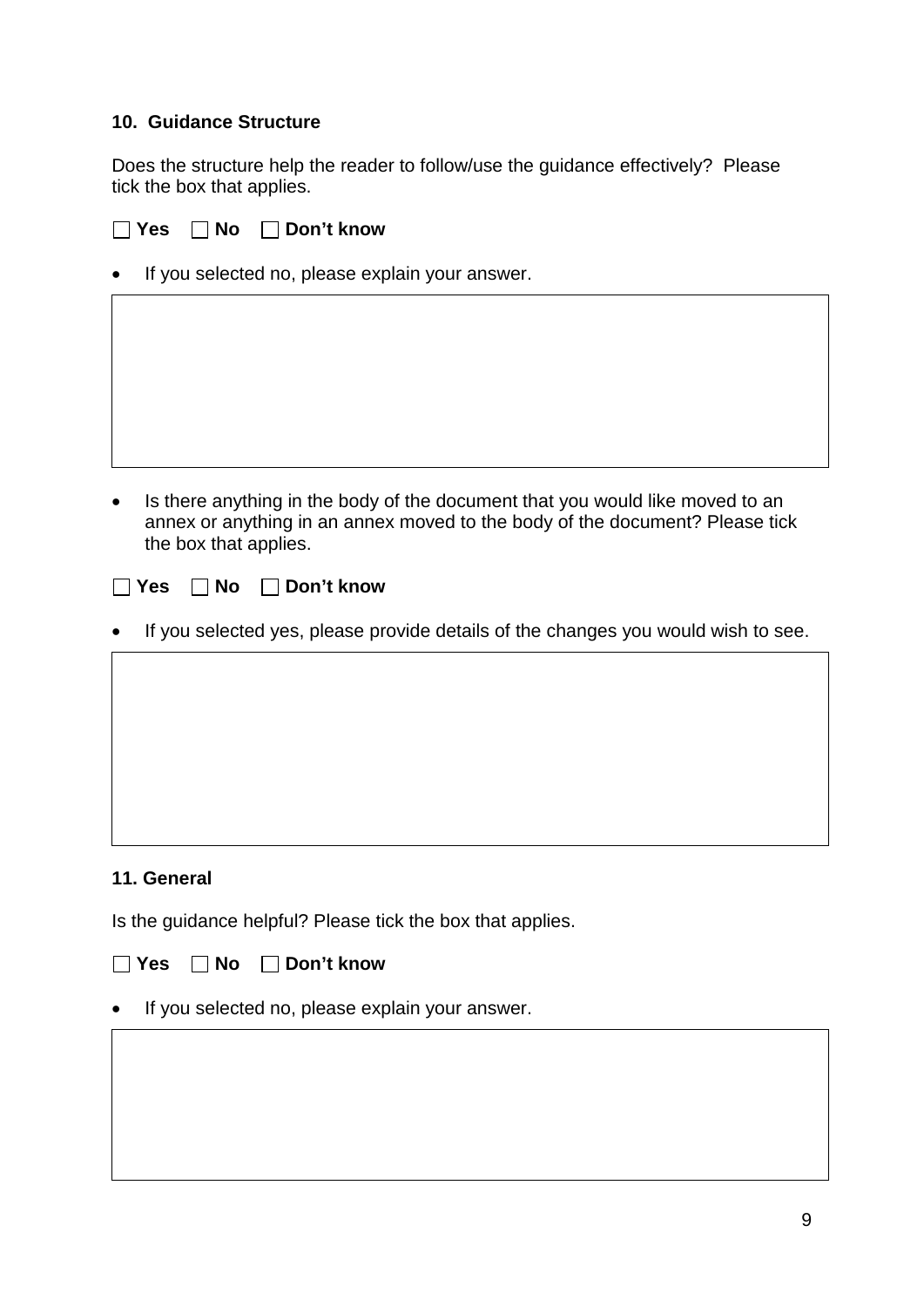### 10. Guidance Structure

Does the structure help the reader to follow/use the guidance effectively? Please tick the box that applies.

☐ **Yes** ☐ **No** ☐ **Don't know**

- If you selected no, please explain your answer.

|   |
|---|
|   |

- Is there anything in the body of the document that you would like moved to an annex or anything in an annex moved to the body of the document? Please tick the box that applies.

☐ **Yes** ☐ **No** ☐ **Don't know**

- If you selected yes, please provide details of the changes you would wish to see.

|   |
|---|
|   |

### 11. General

Is the guidance helpful? Please tick the box that applies.

☐ **Yes** ☐ **No** ☐ **Don't know**

- If you selected no, please explain your answer.

|   |
|---|
|   |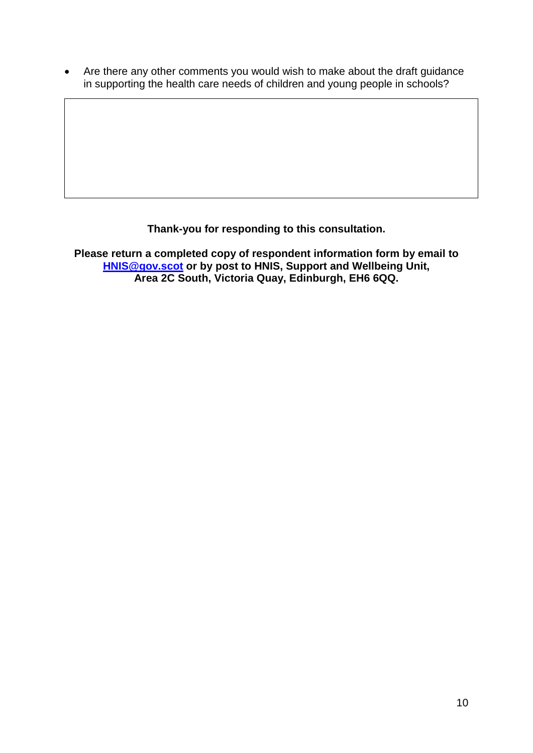- Are there any other comments you would wish to make about the draft guidance in supporting the health care needs of children and young people in schools?

| |
|---|
| |

**Thank-you for responding to this consultation.**

**Please return a completed copy of respondent information form by email to [HNIS@gov.scot](mailto:HNIS@gov.scot) or by post to HNIS, Support and Wellbeing Unit, Area 2C South, Victoria Quay, Edinburgh, EH6 6QQ.**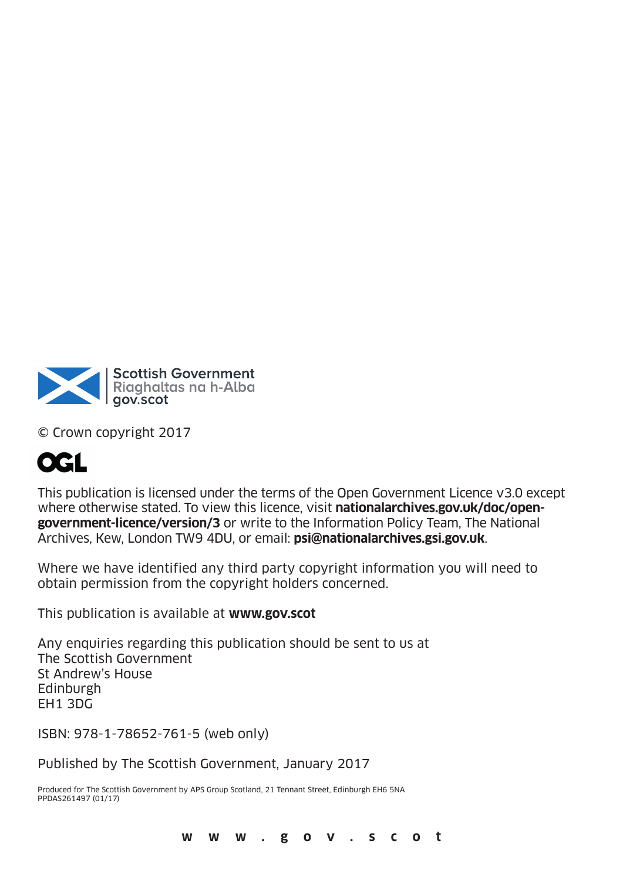Scottish Government
Riaghaltas na h-Alba
gov.scot

© Crown copyright 2017

OGL

This publication is licensed under the terms of the Open Government Licence v3.0 except where otherwise stated. To view this licence, visit **nationalarchives.gov.uk/doc/open-government-licence/version/3** or write to the Information Policy Team, The National Archives, Kew, London TW9 4DU, or email: **psi@nationalarchives.gsi.gov.uk**.

Where we have identified any third party copyright information you will need to obtain permission from the copyright holders concerned.

This publication is available at **www.gov.scot**

Any enquiries regarding this publication should be sent to us at
The Scottish Government
St Andrew's House
Edinburgh
EH1 3DG

ISBN: 978-1-78652-761-5 (web only)

Published by The Scottish Government, January 2017

Produced for The Scottish Government by APS Group Scotland, 21 Tennant Street, Edinburgh EH6 5NA
PPDAS261497 (01/17)

**w w w . g o v . s c o t**